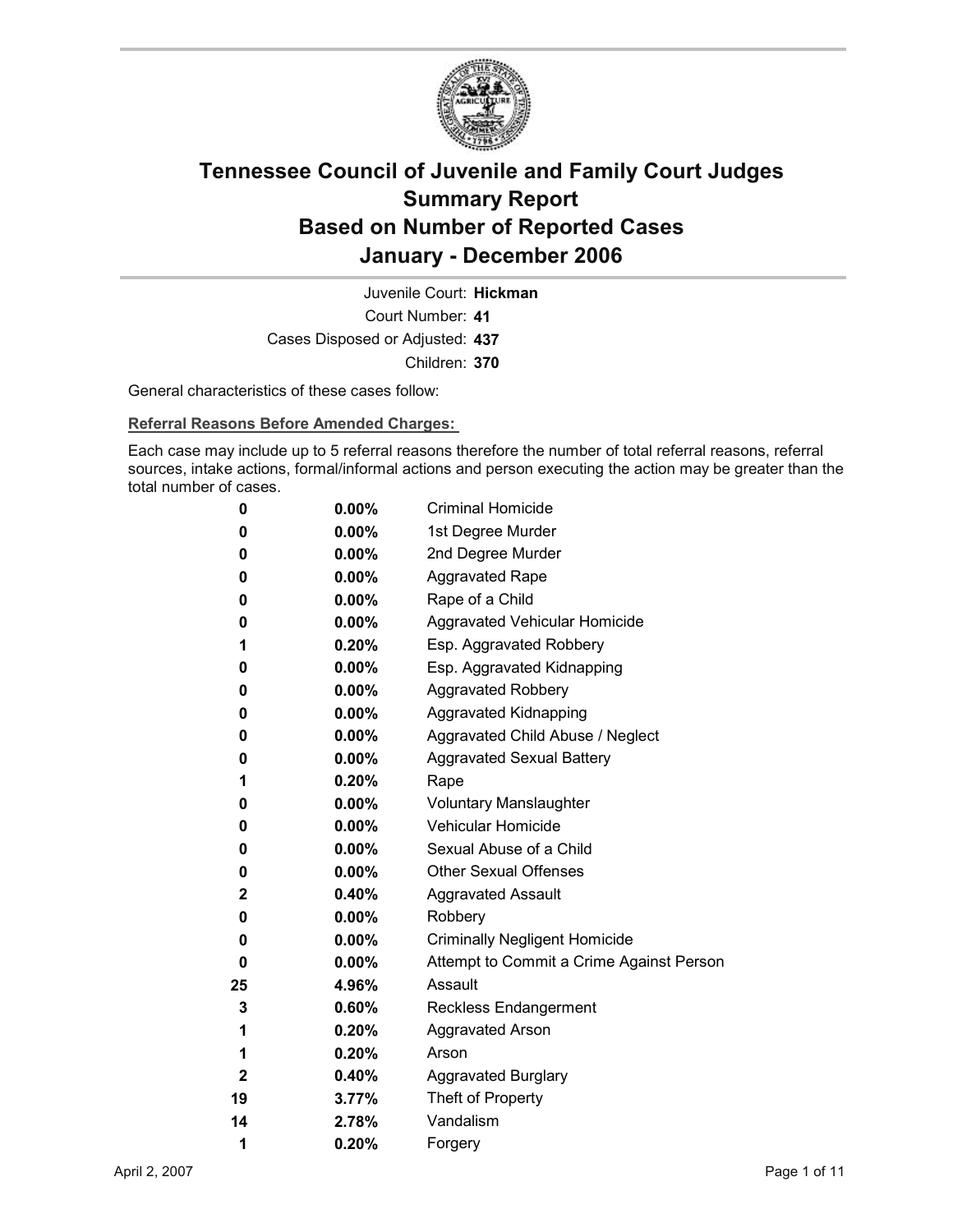# Tennessee Council of Juvenile and Family Court Judges
# Summary Report
# Based on Number of Reported Cases
# January - December 2006

Juvenile Court: **Hickman**
Court Number: **41**
Cases Disposed or Adjusted: **437**
Children: **370**

General characteristics of these cases follow:

**Referral Reasons Before Amended Charges:**

Each case may include up to 5 referral reasons therefore the number of total referral reasons, referral sources, intake actions, formal/informal actions and person executing the action may be greater than the total number of cases.

| | | |
|---|---|---|
| 0 | 0.00% | Criminal Homicide |
| 0 | 0.00% | 1st Degree Murder |
| 0 | 0.00% | 2nd Degree Murder |
| 0 | 0.00% | Aggravated Rape |
| 0 | 0.00% | Rape of a Child |
| 0 | 0.00% | Aggravated Vehicular Homicide |
| 1 | 0.20% | Esp. Aggravated Robbery |
| 0 | 0.00% | Esp. Aggravated Kidnapping |
| 0 | 0.00% | Aggravated Robbery |
| 0 | 0.00% | Aggravated Kidnapping |
| 0 | 0.00% | Aggravated Child Abuse / Neglect |
| 0 | 0.00% | Aggravated Sexual Battery |
| 1 | 0.20% | Rape |
| 0 | 0.00% | Voluntary Manslaughter |
| 0 | 0.00% | Vehicular Homicide |
| 0 | 0.00% | Sexual Abuse of a Child |
| 0 | 0.00% | Other Sexual Offenses |
| 2 | 0.40% | Aggravated Assault |
| 0 | 0.00% | Robbery |
| 0 | 0.00% | Criminally Negligent Homicide |
| 0 | 0.00% | Attempt to Commit a Crime Against Person |
| 25 | 4.96% | Assault |
| 3 | 0.60% | Reckless Endangerment |
| 1 | 0.20% | Aggravated Arson |
| 1 | 0.20% | Arson |
| 2 | 0.40% | Aggravated Burglary |
| 19 | 3.77% | Theft of Property |
| 14 | 2.78% | Vandalism |
| 1 | 0.20% | Forgery |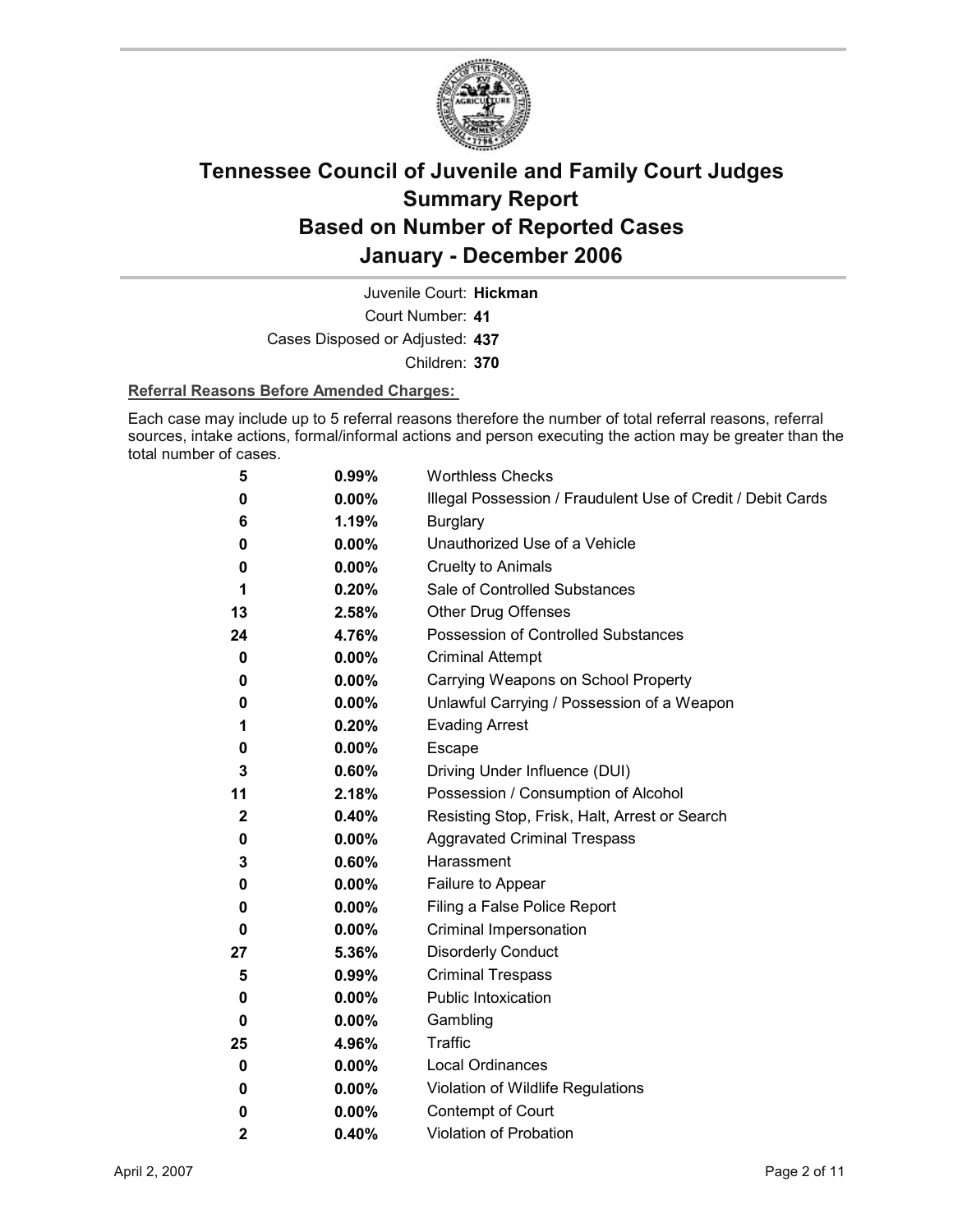# Tennessee Council of Juvenile and Family Court Judges
# Summary Report
# Based on Number of Reported Cases
# January - December 2006

Juvenile Court: **Hickman**

Court Number: **41**

Cases Disposed or Adjusted: **437**

Children: **370**

**Referral Reasons Before Amended Charges:**

Each case may include up to 5 referral reasons therefore the number of total referral reasons, referral sources, intake actions, formal/informal actions and person executing the action may be greater than the total number of cases.

| Count | Percent | Referral Reason |
|---|---|---|
| 5 | 0.99% | Worthless Checks |
| 0 | 0.00% | Illegal Possession / Fraudulent Use of Credit / Debit Cards |
| 6 | 1.19% | Burglary |
| 0 | 0.00% | Unauthorized Use of a Vehicle |
| 0 | 0.00% | Cruelty to Animals |
| 1 | 0.20% | Sale of Controlled Substances |
| 13 | 2.58% | Other Drug Offenses |
| 24 | 4.76% | Possession of Controlled Substances |
| 0 | 0.00% | Criminal Attempt |
| 0 | 0.00% | Carrying Weapons on School Property |
| 0 | 0.00% | Unlawful Carrying / Possession of a Weapon |
| 1 | 0.20% | Evading Arrest |
| 0 | 0.00% | Escape |
| 3 | 0.60% | Driving Under Influence (DUI) |
| 11 | 2.18% | Possession / Consumption of Alcohol |
| 2 | 0.40% | Resisting Stop, Frisk, Halt, Arrest or Search |
| 0 | 0.00% | Aggravated Criminal Trespass |
| 3 | 0.60% | Harassment |
| 0 | 0.00% | Failure to Appear |
| 0 | 0.00% | Filing a False Police Report |
| 0 | 0.00% | Criminal Impersonation |
| 27 | 5.36% | Disorderly Conduct |
| 5 | 0.99% | Criminal Trespass |
| 0 | 0.00% | Public Intoxication |
| 0 | 0.00% | Gambling |
| 25 | 4.96% | Traffic |
| 0 | 0.00% | Local Ordinances |
| 0 | 0.00% | Violation of Wildlife Regulations |
| 0 | 0.00% | Contempt of Court |
| 2 | 0.40% | Violation of Probation |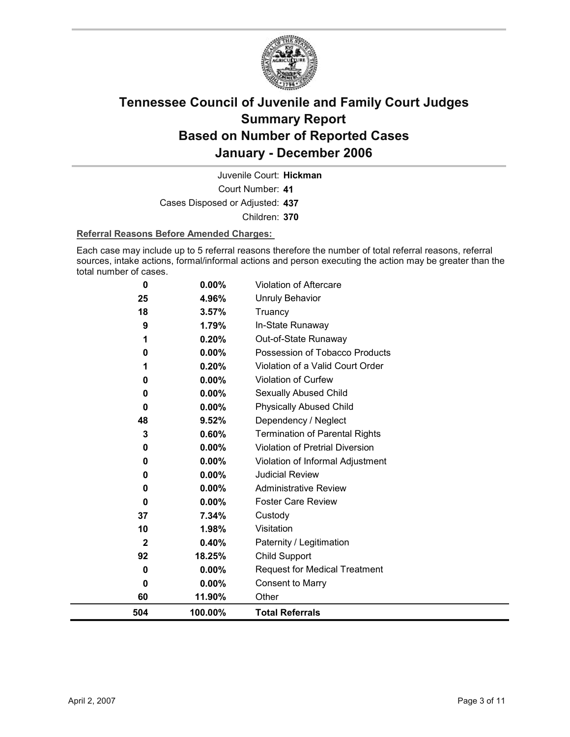# Tennessee Council of Juvenile and Family Court Judges
# Summary Report
# Based on Number of Reported Cases
# January - December 2006

Juvenile Court: **Hickman**

Court Number: **41**

Cases Disposed or Adjusted: **437**

Children: **370**

**Referral Reasons Before Amended Charges:**

Each case may include up to 5 referral reasons therefore the number of total referral reasons, referral sources, intake actions, formal/informal actions and person executing the action may be greater than the total number of cases.

| Count | Percent | Referral Reason |
|---|---|---|
| 0 | 0.00% | Violation of Aftercare |
| 25 | 4.96% | Unruly Behavior |
| 18 | 3.57% | Truancy |
| 9 | 1.79% | In-State Runaway |
| 1 | 0.20% | Out-of-State Runaway |
| 0 | 0.00% | Possession of Tobacco Products |
| 1 | 0.20% | Violation of a Valid Court Order |
| 0 | 0.00% | Violation of Curfew |
| 0 | 0.00% | Sexually Abused Child |
| 0 | 0.00% | Physically Abused Child |
| 48 | 9.52% | Dependency / Neglect |
| 3 | 0.60% | Termination of Parental Rights |
| 0 | 0.00% | Violation of Pretrial Diversion |
| 0 | 0.00% | Violation of Informal Adjustment |
| 0 | 0.00% | Judicial Review |
| 0 | 0.00% | Administrative Review |
| 0 | 0.00% | Foster Care Review |
| 37 | 7.34% | Custody |
| 10 | 1.98% | Visitation |
| 2 | 0.40% | Paternity / Legitimation |
| 92 | 18.25% | Child Support |
| 0 | 0.00% | Request for Medical Treatment |
| 0 | 0.00% | Consent to Marry |
| 60 | 11.90% | Other |
| **504** | **100.00%** | **Total Referrals** |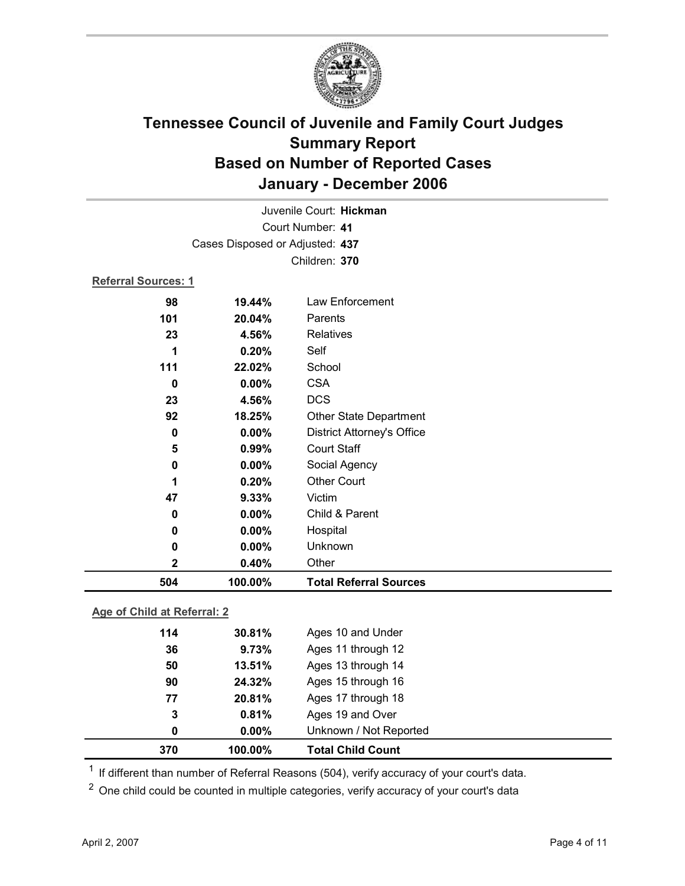# Tennessee Council of Juvenile and Family Court Judges
## Summary Report
## Based on Number of Reported Cases
## January - December 2006

Juvenile Court: **Hickman**
Court Number: **41**
Cases Disposed or Adjusted: **437**
Children: **370**

**Referral Sources: 1**

| Count | Percent | Source |
|---|---|---|
| 98 | 19.44% | Law Enforcement |
| 101 | 20.04% | Parents |
| 23 | 4.56% | Relatives |
| 1 | 0.20% | Self |
| 111 | 22.02% | School |
| 0 | 0.00% | CSA |
| 23 | 4.56% | DCS |
| 92 | 18.25% | Other State Department |
| 0 | 0.00% | District Attorney's Office |
| 5 | 0.99% | Court Staff |
| 0 | 0.00% | Social Agency |
| 1 | 0.20% | Other Court |
| 47 | 9.33% | Victim |
| 0 | 0.00% | Child & Parent |
| 0 | 0.00% | Hospital |
| 0 | 0.00% | Unknown |
| 2 | 0.40% | Other |
| **504** | **100.00%** | **Total Referral Sources** |

**Age of Child at Referral: 2**

| Count | Percent | Age |
|---|---|---|
| 114 | 30.81% | Ages 10 and Under |
| 36 | 9.73% | Ages 11 through 12 |
| 50 | 13.51% | Ages 13 through 14 |
| 90 | 24.32% | Ages 15 through 16 |
| 77 | 20.81% | Ages 17 through 18 |
| 3 | 0.81% | Ages 19 and Over |
| 0 | 0.00% | Unknown / Not Reported |
| **370** | **100.00%** | **Total Child Count** |

[1] If different than number of Referral Reasons (504), verify accuracy of your court's data.

[2] One child could be counted in multiple categories, verify accuracy of your court's data

April 2, 2007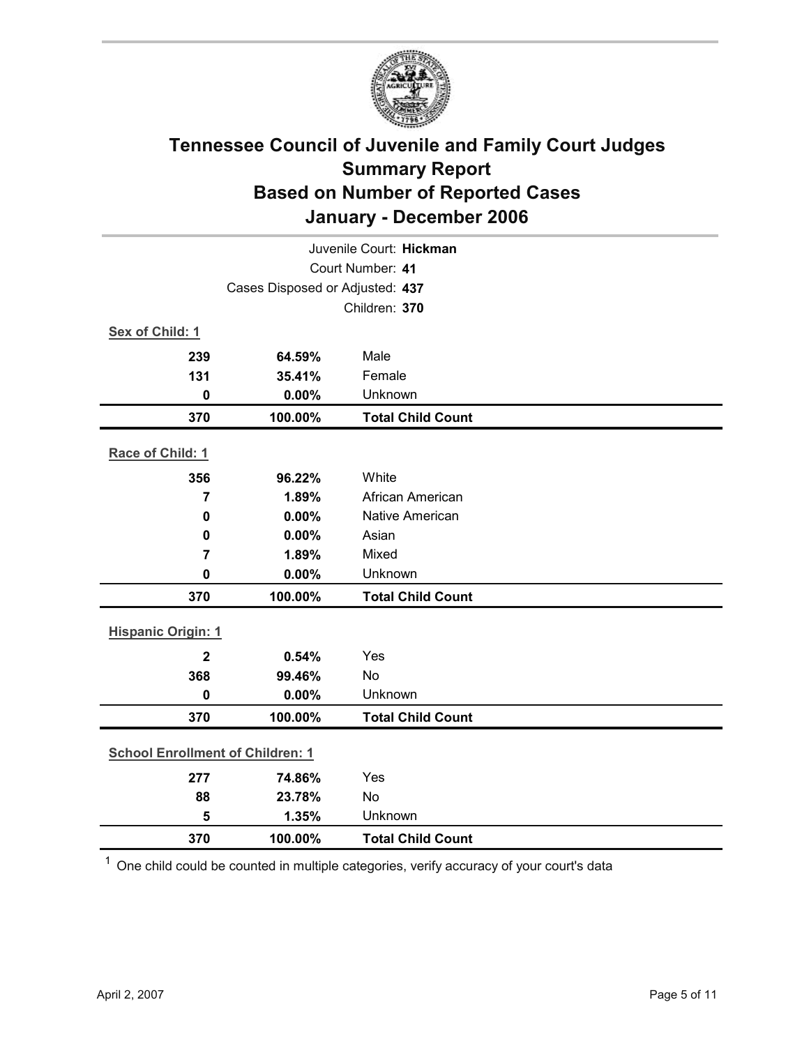# Tennessee Council of Juvenile and Family Court Judges
## Summary Report
## Based on Number of Reported Cases
## January - December 2006

Juvenile Court: **Hickman**
Court Number: **41**
Cases Disposed or Adjusted: **437**
Children: **370**

**Sex of Child: 1**

| | | |
|---|---|---|
| **239** | **64.59%** | Male |
| **131** | **35.41%** | Female |
| **0** | **0.00%** | Unknown |
| **370** | **100.00%** | **Total Child Count** |

**Race of Child: 1**

| | | |
|---|---|---|
| **356** | **96.22%** | White |
| **7** | **1.89%** | African American |
| **0** | **0.00%** | Native American |
| **0** | **0.00%** | Asian |
| **7** | **1.89%** | Mixed |
| **0** | **0.00%** | Unknown |
| **370** | **100.00%** | **Total Child Count** |

**Hispanic Origin: 1**

| | | |
|---|---|---|
| **2** | **0.54%** | Yes |
| **368** | **99.46%** | No |
| **0** | **0.00%** | Unknown |
| **370** | **100.00%** | **Total Child Count** |

**School Enrollment of Children: 1**

| | | |
|---|---|---|
| **277** | **74.86%** | Yes |
| **88** | **23.78%** | No |
| **5** | **1.35%** | Unknown |
| **370** | **100.00%** | **Total Child Count** |

[1] One child could be counted in multiple categories, verify accuracy of your court's data

April 2, 2007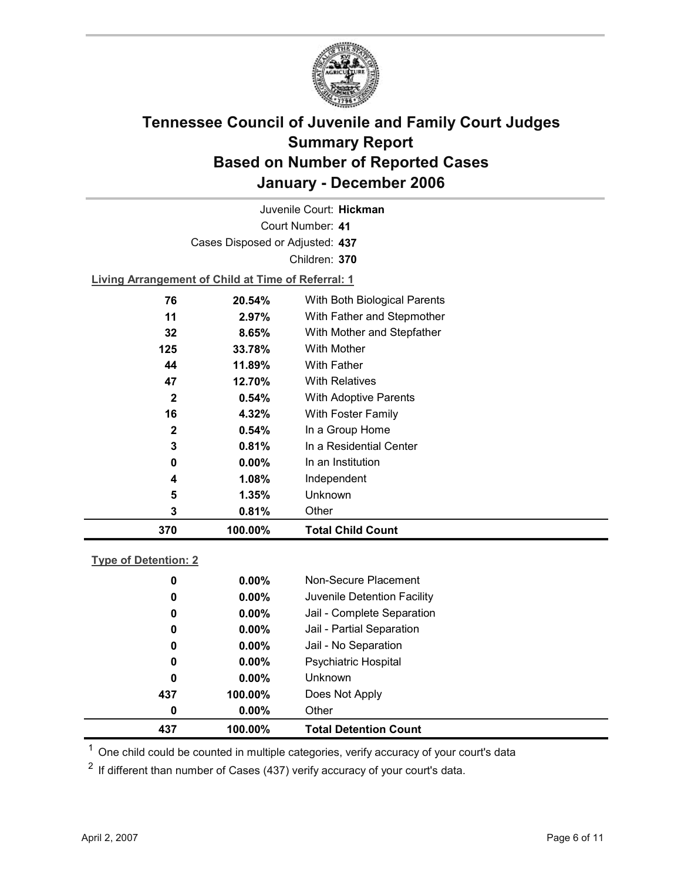# Tennessee Council of Juvenile and Family Court Judges
# Summary Report
# Based on Number of Reported Cases
# January - December 2006

Juvenile Court: **Hickman**

Court Number: **41**

Cases Disposed or Adjusted: **437**

Children: **370**

**Living Arrangement of Child at Time of Referral: 1**

| Count | Percent | Living Arrangement |
|---|---|---|
| 76 | 20.54% | With Both Biological Parents |
| 11 | 2.97% | With Father and Stepmother |
| 32 | 8.65% | With Mother and Stepfather |
| 125 | 33.78% | With Mother |
| 44 | 11.89% | With Father |
| 47 | 12.70% | With Relatives |
| 2 | 0.54% | With Adoptive Parents |
| 16 | 4.32% | With Foster Family |
| 2 | 0.54% | In a Group Home |
| 3 | 0.81% | In a Residential Center |
| 0 | 0.00% | In an Institution |
| 4 | 1.08% | Independent |
| 5 | 1.35% | Unknown |
| 3 | 0.81% | Other |
| **370** | **100.00%** | **Total Child Count** |

**Type of Detention: 2**

| Count | Percent | Type of Detention |
|---|---|---|
| 0 | 0.00% | Non-Secure Placement |
| 0 | 0.00% | Juvenile Detention Facility |
| 0 | 0.00% | Jail - Complete Separation |
| 0 | 0.00% | Jail - Partial Separation |
| 0 | 0.00% | Jail - No Separation |
| 0 | 0.00% | Psychiatric Hospital |
| 0 | 0.00% | Unknown |
| 437 | 100.00% | Does Not Apply |
| 0 | 0.00% | Other |
| **437** | **100.00%** | **Total Detention Count** |

[1] One child could be counted in multiple categories, verify accuracy of your court's data

[2] If different than number of Cases (437) verify accuracy of your court's data.

April 2, 2007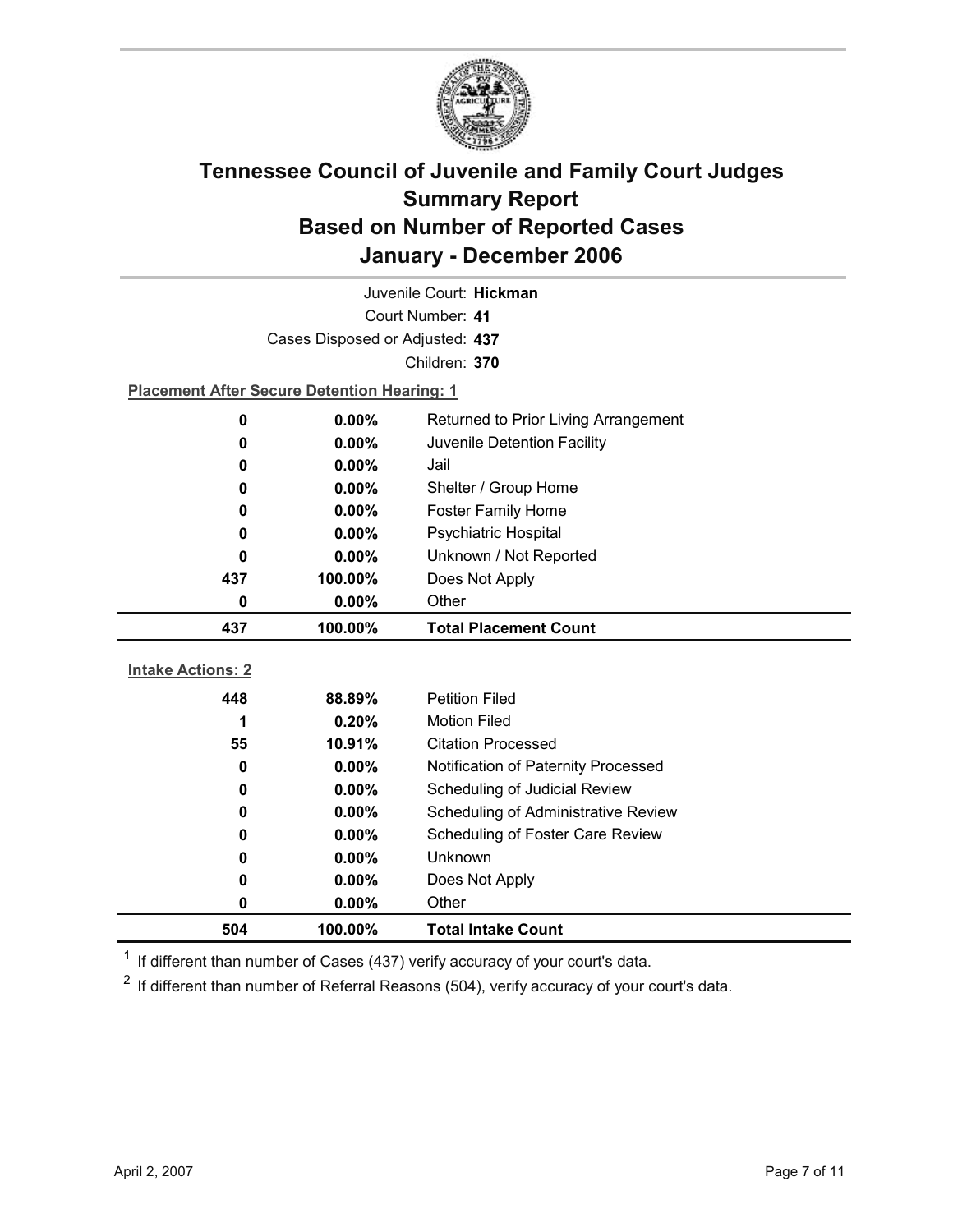# Tennessee Council of Juvenile and Family Court Judges Summary Report Based on Number of Reported Cases January - December 2006

Juvenile Court: **Hickman**

Court Number: **41**

Cases Disposed or Adjusted: **437**

Children: **370**

**Placement After Secure Detention Hearing: 1**

| Count | Percent | Placement |
|---|---|---|
| 0 | 0.00% | Returned to Prior Living Arrangement |
| 0 | 0.00% | Juvenile Detention Facility |
| 0 | 0.00% | Jail |
| 0 | 0.00% | Shelter / Group Home |
| 0 | 0.00% | Foster Family Home |
| 0 | 0.00% | Psychiatric Hospital |
| 0 | 0.00% | Unknown / Not Reported |
| 437 | 100.00% | Does Not Apply |
| 0 | 0.00% | Other |
| **437** | **100.00%** | **Total Placement Count** |

**Intake Actions: 2**

| Count | Percent | Intake Action |
|---|---|---|
| 448 | 88.89% | Petition Filed |
| 1 | 0.20% | Motion Filed |
| 55 | 10.91% | Citation Processed |
| 0 | 0.00% | Notification of Paternity Processed |
| 0 | 0.00% | Scheduling of Judicial Review |
| 0 | 0.00% | Scheduling of Administrative Review |
| 0 | 0.00% | Scheduling of Foster Care Review |
| 0 | 0.00% | Unknown |
| 0 | 0.00% | Does Not Apply |
| 0 | 0.00% | Other |
| **504** | **100.00%** | **Total Intake Count** |

[1] If different than number of Cases (437) verify accuracy of your court's data.

[2] If different than number of Referral Reasons (504), verify accuracy of your court's data.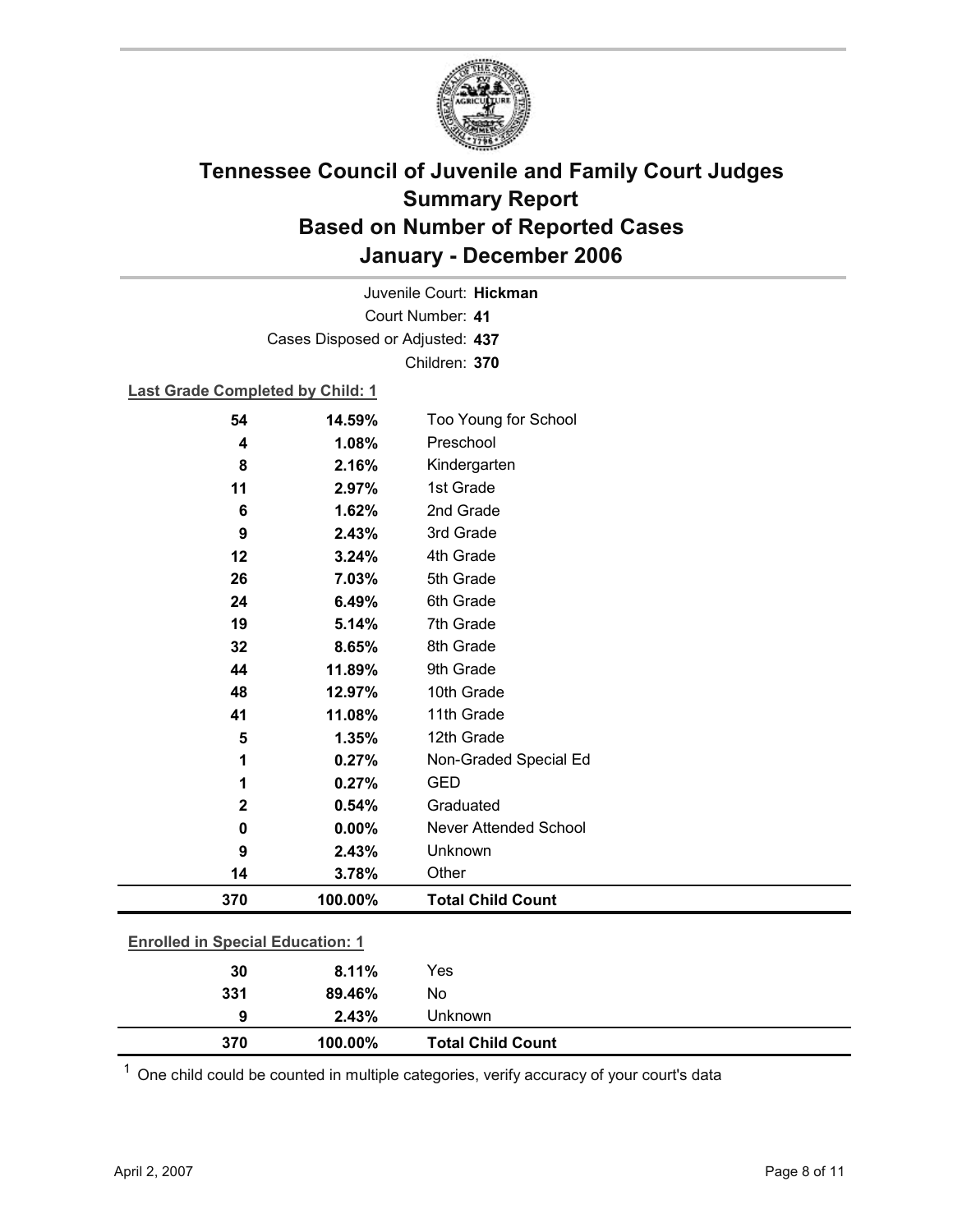# Tennessee Council of Juvenile and Family Court Judges
## Summary Report
## Based on Number of Reported Cases
## January - December 2006

Juvenile Court: **Hickman**

Court Number: **41**

Cases Disposed or Adjusted: **437**

Children: **370**

**Last Grade Completed by Child: 1**

| Count | Percent | Category |
|---|---|---|
| 54 | 14.59% | Too Young for School |
| 4 | 1.08% | Preschool |
| 8 | 2.16% | Kindergarten |
| 11 | 2.97% | 1st Grade |
| 6 | 1.62% | 2nd Grade |
| 9 | 2.43% | 3rd Grade |
| 12 | 3.24% | 4th Grade |
| 26 | 7.03% | 5th Grade |
| 24 | 6.49% | 6th Grade |
| 19 | 5.14% | 7th Grade |
| 32 | 8.65% | 8th Grade |
| 44 | 11.89% | 9th Grade |
| 48 | 12.97% | 10th Grade |
| 41 | 11.08% | 11th Grade |
| 5 | 1.35% | 12th Grade |
| 1 | 0.27% | Non-Graded Special Ed |
| 1 | 0.27% | GED |
| 2 | 0.54% | Graduated |
| 0 | 0.00% | Never Attended School |
| 9 | 2.43% | Unknown |
| 14 | 3.78% | Other |
| **370** | **100.00%** | **Total Child Count** |

**Enrolled in Special Education: 1**

| Count | Percent | Category |
|---|---|---|
| 30 | 8.11% | Yes |
| 331 | 89.46% | No |
| 9 | 2.43% | Unknown |
| **370** | **100.00%** | **Total Child Count** |

[1] One child could be counted in multiple categories, verify accuracy of your court's data

April 2, 2007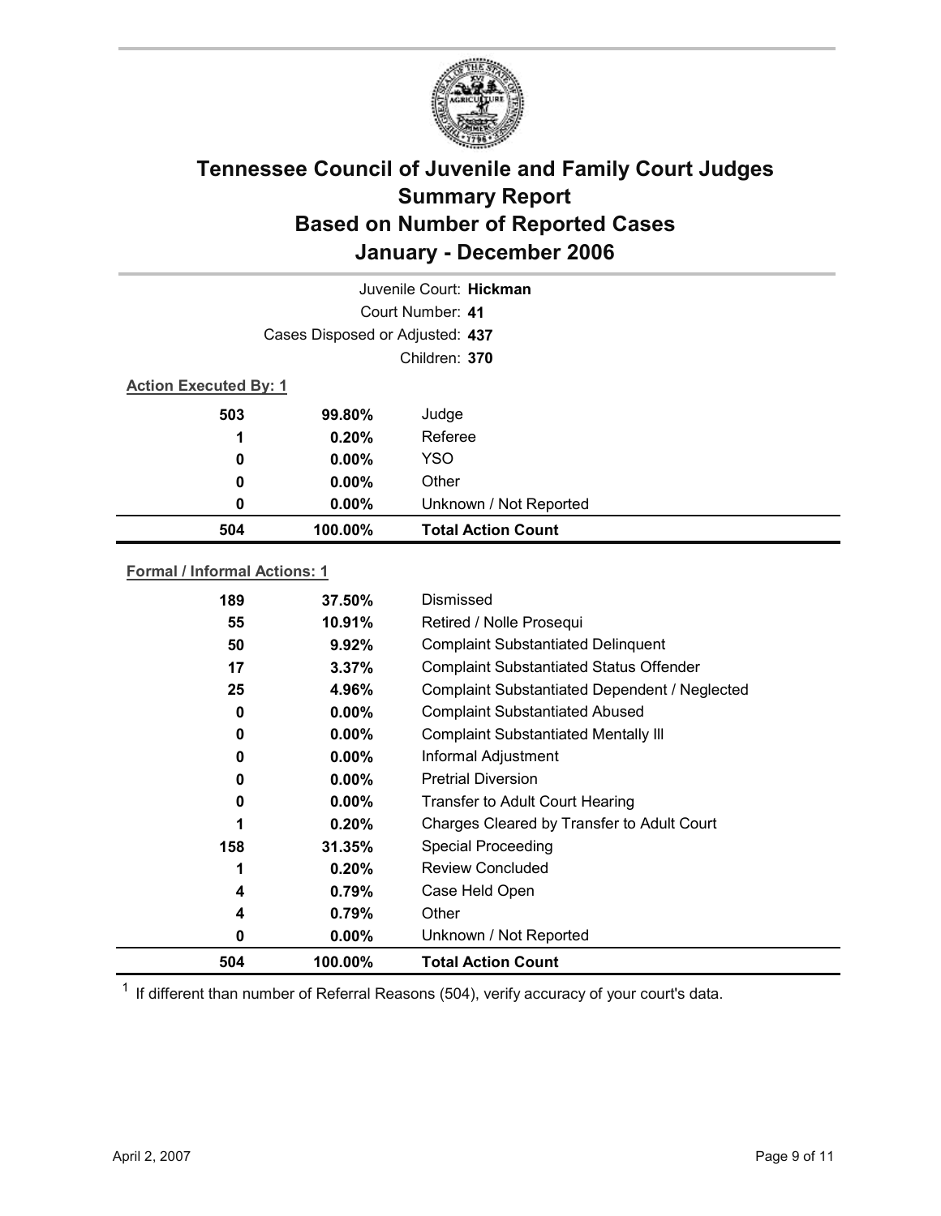# Tennessee Council of Juvenile and Family Court Judges
## Summary Report
## Based on Number of Reported Cases
## January - December 2006

Juvenile Court: **Hickman**

Court Number: **41**

Cases Disposed or Adjusted: **437**

Children: **370**

**Action Executed By: 1**

| | | |
|---|---|---|
| 503 | 99.80% | Judge |
| 1 | 0.20% | Referee |
| 0 | 0.00% | YSO |
| 0 | 0.00% | Other |
| 0 | 0.00% | Unknown / Not Reported |
| **504** | **100.00%** | **Total Action Count** |

**Formal / Informal Actions: 1**

| | | |
|---|---|---|
| 189 | 37.50% | Dismissed |
| 55 | 10.91% | Retired / Nolle Prosequi |
| 50 | 9.92% | Complaint Substantiated Delinquent |
| 17 | 3.37% | Complaint Substantiated Status Offender |
| 25 | 4.96% | Complaint Substantiated Dependent / Neglected |
| 0 | 0.00% | Complaint Substantiated Abused |
| 0 | 0.00% | Complaint Substantiated Mentally Ill |
| 0 | 0.00% | Informal Adjustment |
| 0 | 0.00% | Pretrial Diversion |
| 0 | 0.00% | Transfer to Adult Court Hearing |
| 1 | 0.20% | Charges Cleared by Transfer to Adult Court |
| 158 | 31.35% | Special Proceeding |
| 1 | 0.20% | Review Concluded |
| 4 | 0.79% | Case Held Open |
| 4 | 0.79% | Other |
| 0 | 0.00% | Unknown / Not Reported |
| **504** | **100.00%** | **Total Action Count** |

[1] If different than number of Referral Reasons (504), verify accuracy of your court's data.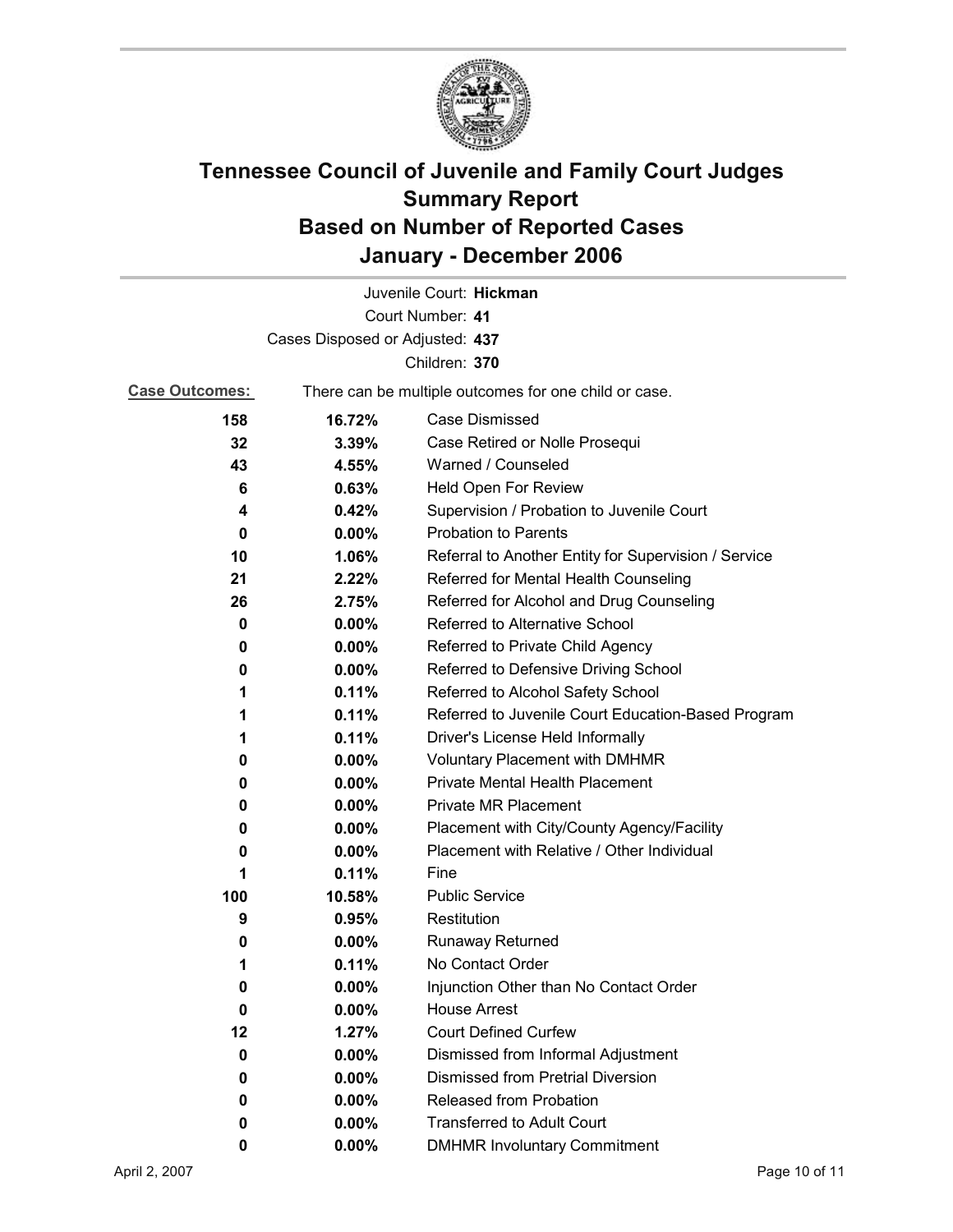# Tennessee Council of Juvenile and Family Court Judges
# Summary Report
# Based on Number of Reported Cases
# January - December 2006

Juvenile Court: **Hickman**

Court Number: **41**

Cases Disposed or Adjusted: **437**

Children: **370**

**Case Outcomes:** There can be multiple outcomes for one child or case.

| Count | Percent | Outcome |
|---|---|---|
| 158 | 16.72% | Case Dismissed |
| 32 | 3.39% | Case Retired or Nolle Prosequi |
| 43 | 4.55% | Warned / Counseled |
| 6 | 0.63% | Held Open For Review |
| 4 | 0.42% | Supervision / Probation to Juvenile Court |
| 0 | 0.00% | Probation to Parents |
| 10 | 1.06% | Referral to Another Entity for Supervision / Service |
| 21 | 2.22% | Referred for Mental Health Counseling |
| 26 | 2.75% | Referred for Alcohol and Drug Counseling |
| 0 | 0.00% | Referred to Alternative School |
| 0 | 0.00% | Referred to Private Child Agency |
| 0 | 0.00% | Referred to Defensive Driving School |
| 1 | 0.11% | Referred to Alcohol Safety School |
| 1 | 0.11% | Referred to Juvenile Court Education-Based Program |
| 1 | 0.11% | Driver's License Held Informally |
| 0 | 0.00% | Voluntary Placement with DMHMR |
| 0 | 0.00% | Private Mental Health Placement |
| 0 | 0.00% | Private MR Placement |
| 0 | 0.00% | Placement with City/County Agency/Facility |
| 0 | 0.00% | Placement with Relative / Other Individual |
| 1 | 0.11% | Fine |
| 100 | 10.58% | Public Service |
| 9 | 0.95% | Restitution |
| 0 | 0.00% | Runaway Returned |
| 1 | 0.11% | No Contact Order |
| 0 | 0.00% | Injunction Other than No Contact Order |
| 0 | 0.00% | House Arrest |
| 12 | 1.27% | Court Defined Curfew |
| 0 | 0.00% | Dismissed from Informal Adjustment |
| 0 | 0.00% | Dismissed from Pretrial Diversion |
| 0 | 0.00% | Released from Probation |
| 0 | 0.00% | Transferred to Adult Court |
| 0 | 0.00% | DMHMR Involuntary Commitment |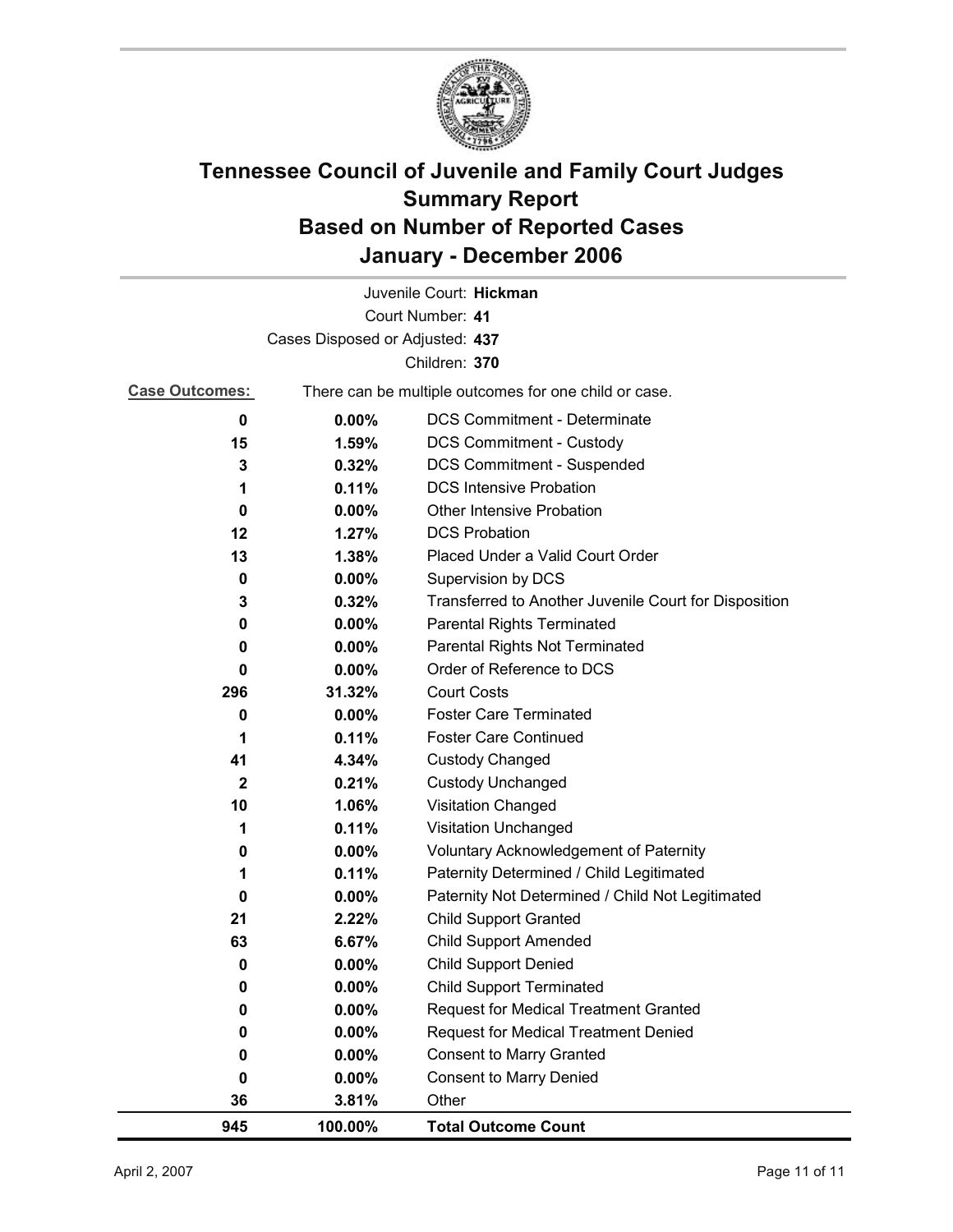# Tennessee Council of Juvenile and Family Court Judges
# Summary Report
# Based on Number of Reported Cases
# January - December 2006

Juvenile Court: **Hickman**

Court Number: **41**

Cases Disposed or Adjusted: **437**

Children: **370**

**Case Outcomes:** There can be multiple outcomes for one child or case.

| | | |
|---|---|---|
| 0 | 0.00% | DCS Commitment - Determinate |
| 15 | 1.59% | DCS Commitment - Custody |
| 3 | 0.32% | DCS Commitment - Suspended |
| 1 | 0.11% | DCS Intensive Probation |
| 0 | 0.00% | Other Intensive Probation |
| 12 | 1.27% | DCS Probation |
| 13 | 1.38% | Placed Under a Valid Court Order |
| 0 | 0.00% | Supervision by DCS |
| 3 | 0.32% | Transferred to Another Juvenile Court for Disposition |
| 0 | 0.00% | Parental Rights Terminated |
| 0 | 0.00% | Parental Rights Not Terminated |
| 0 | 0.00% | Order of Reference to DCS |
| 296 | 31.32% | Court Costs |
| 0 | 0.00% | Foster Care Terminated |
| 1 | 0.11% | Foster Care Continued |
| 41 | 4.34% | Custody Changed |
| 2 | 0.21% | Custody Unchanged |
| 10 | 1.06% | Visitation Changed |
| 1 | 0.11% | Visitation Unchanged |
| 0 | 0.00% | Voluntary Acknowledgement of Paternity |
| 1 | 0.11% | Paternity Determined / Child Legitimated |
| 0 | 0.00% | Paternity Not Determined / Child Not Legitimated |
| 21 | 2.22% | Child Support Granted |
| 63 | 6.67% | Child Support Amended |
| 0 | 0.00% | Child Support Denied |
| 0 | 0.00% | Child Support Terminated |
| 0 | 0.00% | Request for Medical Treatment Granted |
| 0 | 0.00% | Request for Medical Treatment Denied |
| 0 | 0.00% | Consent to Marry Granted |
| 0 | 0.00% | Consent to Marry Denied |
| 36 | 3.81% | Other |
| **945** | **100.00%** | **Total Outcome Count** |

April 2, 2007